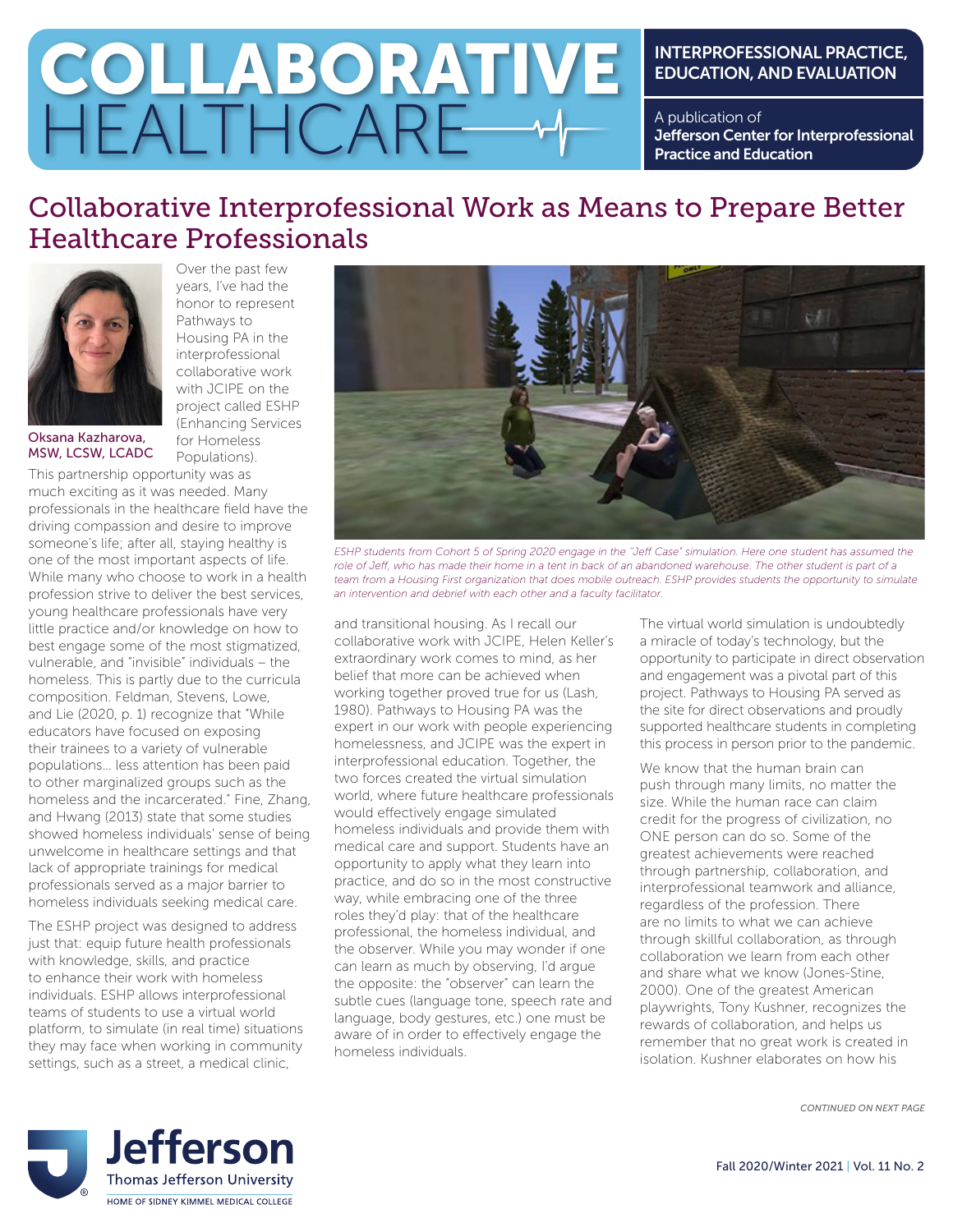# COLLABORATIVE HEALTHCARE

INTERPROFESSIONAL PRACTICE, EDUCATION, AND EVALUATION

A publication of **Jefferson Center for Interprofessional Practice and Education**

## Collaborative Interprofessional Work as Means to Prepare Better Healthcare Professionals

Oksana Kazharova, MSW, LCSW, LCADC

Over the past few years, I've had the honor to represent Pathways to Housing PA in the interprofessional collaborative work with JCIPE on the project called ESHP (Enhancing Services for Homeless Populations).

This partnership opportunity was as much exciting as it was needed. Many professionals in the healthcare field have the driving compassion and desire to improve someone's life; after all, staying healthy is one of the most important aspects of life. While many who choose to work in a health profession strive to deliver the best services, young healthcare professionals have very little practice and/or knowledge on how to best engage some of the most stigmatized, vulnerable, and "invisible" individuals – the homeless. This is partly due to the curricula composition. Feldman, Stevens, Lowe, and Lie (2020, p. 1) recognize that "While educators have focused on exposing their trainees to a variety of vulnerable populations… less attention has been paid to other marginalized groups such as the homeless and the incarcerated." Fine, Zhang, and Hwang (2013) state that some studies showed homeless individuals' sense of being unwelcome in healthcare settings and that lack of appropriate trainings for medical professionals served as a major barrier to homeless individuals seeking medical care.

The ESHP project was designed to address just that: equip future health professionals with knowledge, skills, and practice to enhance their work with homeless individuals. ESHP allows interprofessional teams of students to use a virtual world platform, to simulate (in real time) situations they may face when working in community settings, such as a street, a medical clinic, and transitional housing. As I recall our collaborative work with JCIPE, Helen Keller's extraordinary work comes to mind, as her belief that more can be achieved when working together proved true for us (Lash, 1980). Pathways to Housing PA was the expert in our work with people experiencing homelessness, and JCIPE was the expert in interprofessional education. Together, the two forces created the virtual simulation world, where future healthcare professionals would effectively engage simulated homeless individuals and provide them with medical care and support. Students have an opportunity to apply what they learn into practice, and do so in the most constructive way, while embracing one of the three roles they'd play: that of the healthcare professional, the homeless individual, and the observer. While you may wonder if one can learn as much by observing, I'd argue the opposite: the "observer" can learn the subtle cues (language tone, speech rate and language, body gestures, etc.) one must be aware of in order to effectively engage the homeless individuals.

*ESHP students from Cohort 5 of Spring 2020 engage in the "Jeff Case" simulation. Here one student has assumed the role of Jeff, who has made their home in a tent in back of an abandoned warehouse. The other student is part of a team from a Housing First organization that does mobile outreach. ESHP provides students the opportunity to simulate an intervention and debrief with each other and a faculty facilitator.*

The virtual world simulation is undoubtedly a miracle of today's technology, but the opportunity to participate in direct observation and engagement was a pivotal part of this project. Pathways to Housing PA served as the site for direct observations and proudly supported healthcare students in completing this process in person prior to the pandemic.

We know that the human brain can push through many limits, no matter the size. While the human race can claim credit for the progress of civilization, no ONE person can do so. Some of the greatest achievements were reached through partnership, collaboration, and interprofessional teamwork and alliance, regardless of the profession. There are no limits to what we can achieve through skillful collaboration, as through collaboration we learn from each other and share what we know (Jones-Stine, 2000). One of the greatest American playwrights, Tony Kushner, recognizes the rewards of collaboration, and helps us remember that no great work is created in isolation. Kushner elaborates on how his

CONTINUED ON NEXT PAGE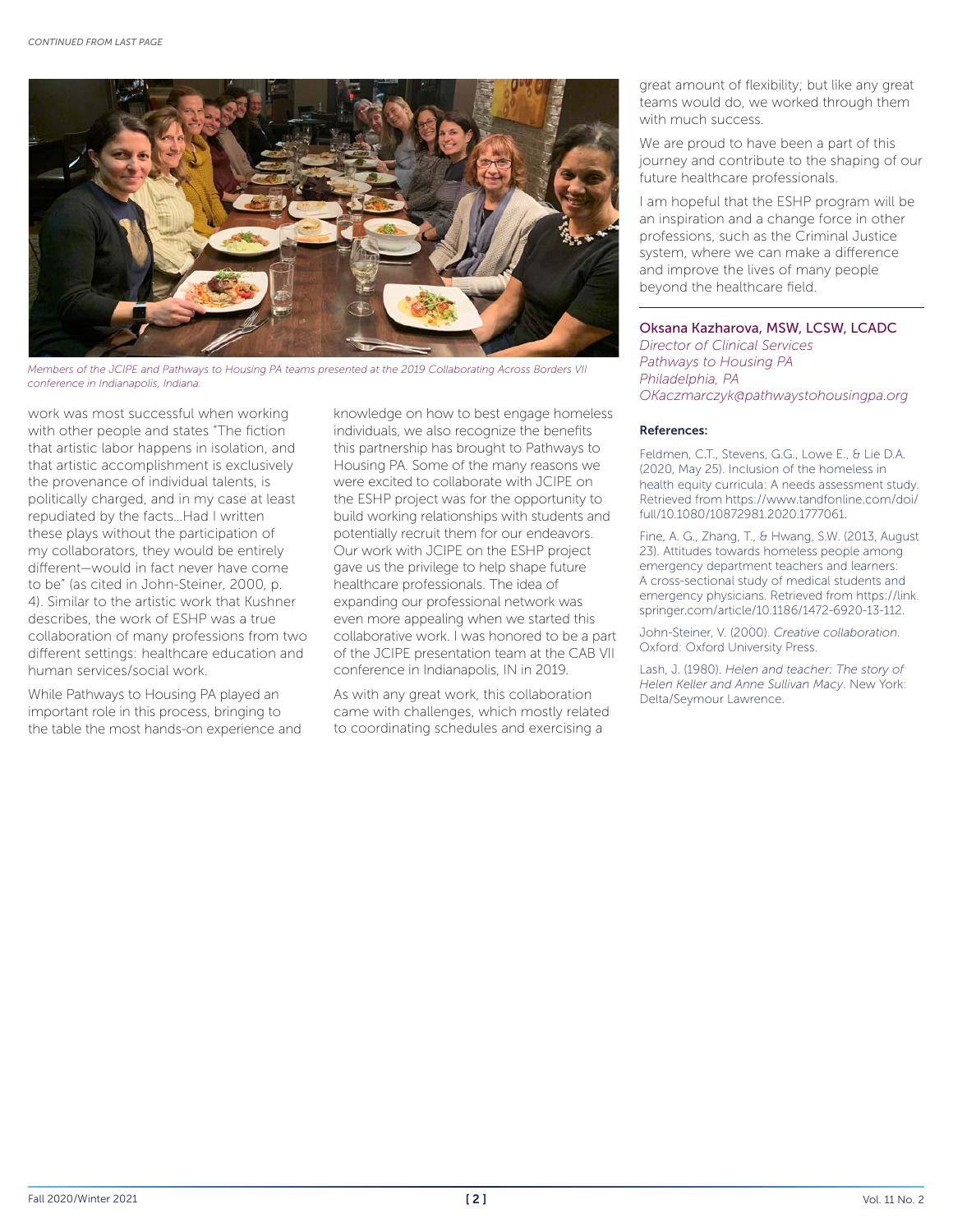*CONTINUED FROM LAST PAGE*

*Members of the JCIPE and Pathways to Housing PA teams presented at the 2019 Collaborating Across Borders VII conference in Indianapolis, Indiana.*

work was most successful when working with other people and states "The fiction that artistic labor happens in isolation, and that artistic accomplishment is exclusively the provenance of individual talents, is politically charged, and in my case at least repudiated by the facts...Had I written these plays without the participation of my collaborators, they would be entirely different—would in fact never have come to be" (as cited in John-Steiner, 2000, p. 4). Similar to the artistic work that Kushner describes, the work of ESHP was a true collaboration of many professions from two different settings: healthcare education and human services/social work.

While Pathways to Housing PA played an important role in this process, bringing to the table the most hands-on experience and knowledge on how to best engage homeless individuals, we also recognize the benefits this partnership has brought to Pathways to Housing PA. Some of the many reasons we were excited to collaborate with JCIPE on the ESHP project was for the opportunity to build working relationships with students and potentially recruit them for our endeavors. Our work with JCIPE on the ESHP project gave us the privilege to help shape future healthcare professionals. The idea of expanding our professional network was even more appealing when we started this collaborative work. I was honored to be a part of the JCIPE presentation team at the CAB VII conference in Indianapolis, IN in 2019.

As with any great work, this collaboration came with challenges, which mostly related to coordinating schedules and exercising a great amount of flexibility; but like any great teams would do, we worked through them with much success.

We are proud to have been a part of this journey and contribute to the shaping of our future healthcare professionals.

I am hopeful that the ESHP program will be an inspiration and a change force in other professions, such as the Criminal Justice system, where we can make a difference and improve the lives of many people beyond the healthcare field.

---

Oksana Kazharova, MSW, LCSW, LCADC
*Director of Clinical Services*
*Pathways to Housing PA*
*Philadelphia, PA*
*OKaczmarczyk@pathwaystohousingpa.org*

**References:**

Feldmen, C.T., Stevens, G.G., Lowe E., & Lie D.A. (2020, May 25). Inclusion of the homeless in health equity curricula: A needs assessment study. Retrieved from https://www.tandfonline.com/doi/full/10.1080/10872981.2020.1777061.

Fine, A. G., Zhang, T., & Hwang, S.W. (2013, August 23). Attitudes towards homeless people among emergency department teachers and learners: A cross-sectional study of medical students and emergency physicians. Retrieved from https://link.springer.com/article/10.1186/1472-6920-13-112.

John-Steiner, V. (2000). *Creative collaboration*. Oxford: Oxford University Press.

Lash, J. (1980). *Helen and teacher: The story of Helen Keller and Anne Sullivan Macy*. New York: Delta/Seymour Lawrence.